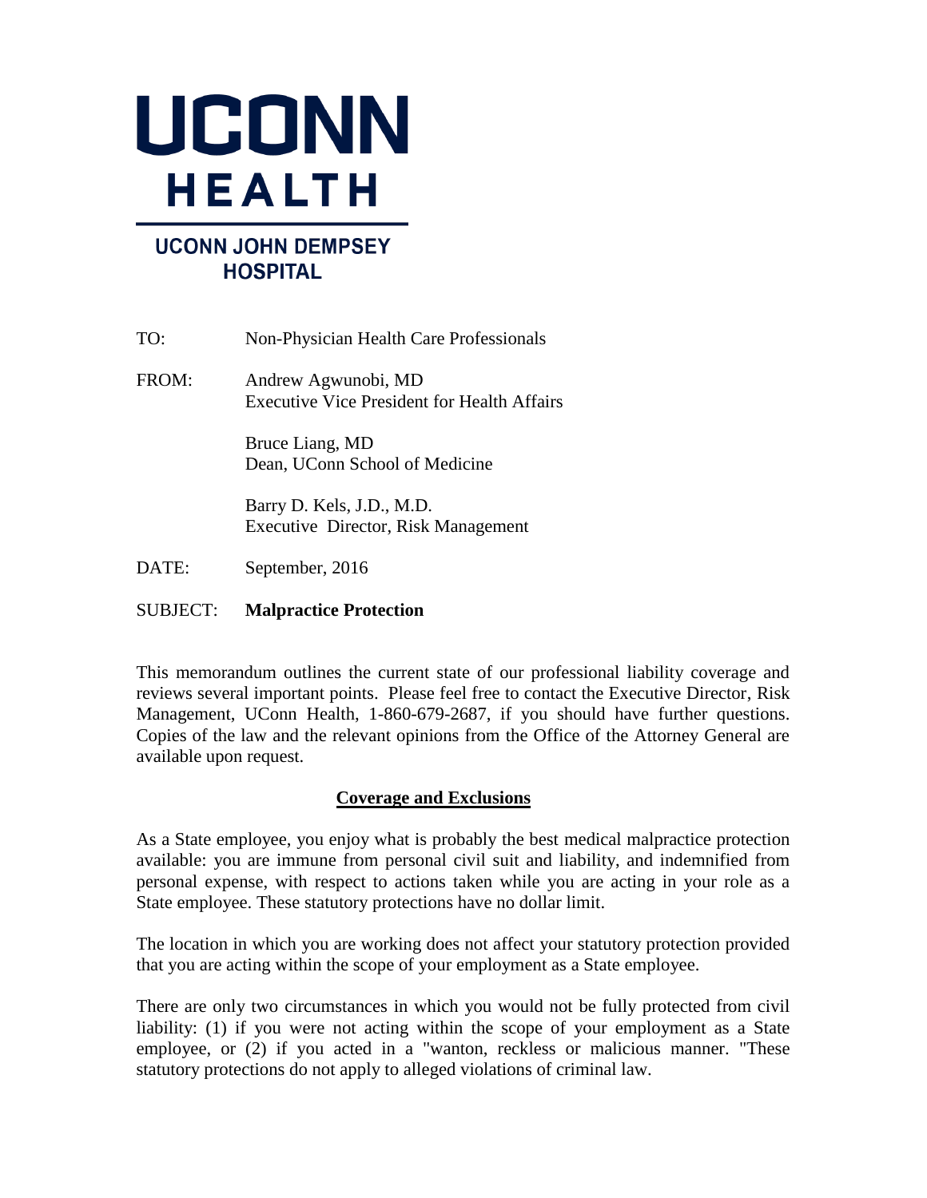# UCONN HEALTH

## UCONN JOHN DEMPSEY HOSPITAL

TO: Non-Physician Health Care Professionals

FROM: Andrew Agwunobi, MD
Executive Vice President for Health Affairs

Bruce Liang, MD
Dean, UConn School of Medicine

Barry D. Kels, J.D., M.D.
Executive Director, Risk Management

DATE: September, 2016

SUBJECT: **Malpractice Protection**

This memorandum outlines the current state of our professional liability coverage and reviews several important points. Please feel free to contact the Executive Director, Risk Management, UConn Health, 1-860-679-2687, if you should have further questions. Copies of the law and the relevant opinions from the Office of the Attorney General are available upon request.

## Coverage and Exclusions

As a State employee, you enjoy what is probably the best medical malpractice protection available: you are immune from personal civil suit and liability, and indemnified from personal expense, with respect to actions taken while you are acting in your role as a State employee. These statutory protections have no dollar limit.

The location in which you are working does not affect your statutory protection provided that you are acting within the scope of your employment as a State employee.

There are only two circumstances in which you would not be fully protected from civil liability: (1) if you were not acting within the scope of your employment as a State employee, or (2) if you acted in a "wanton, reckless or malicious manner. "These statutory protections do not apply to alleged violations of criminal law.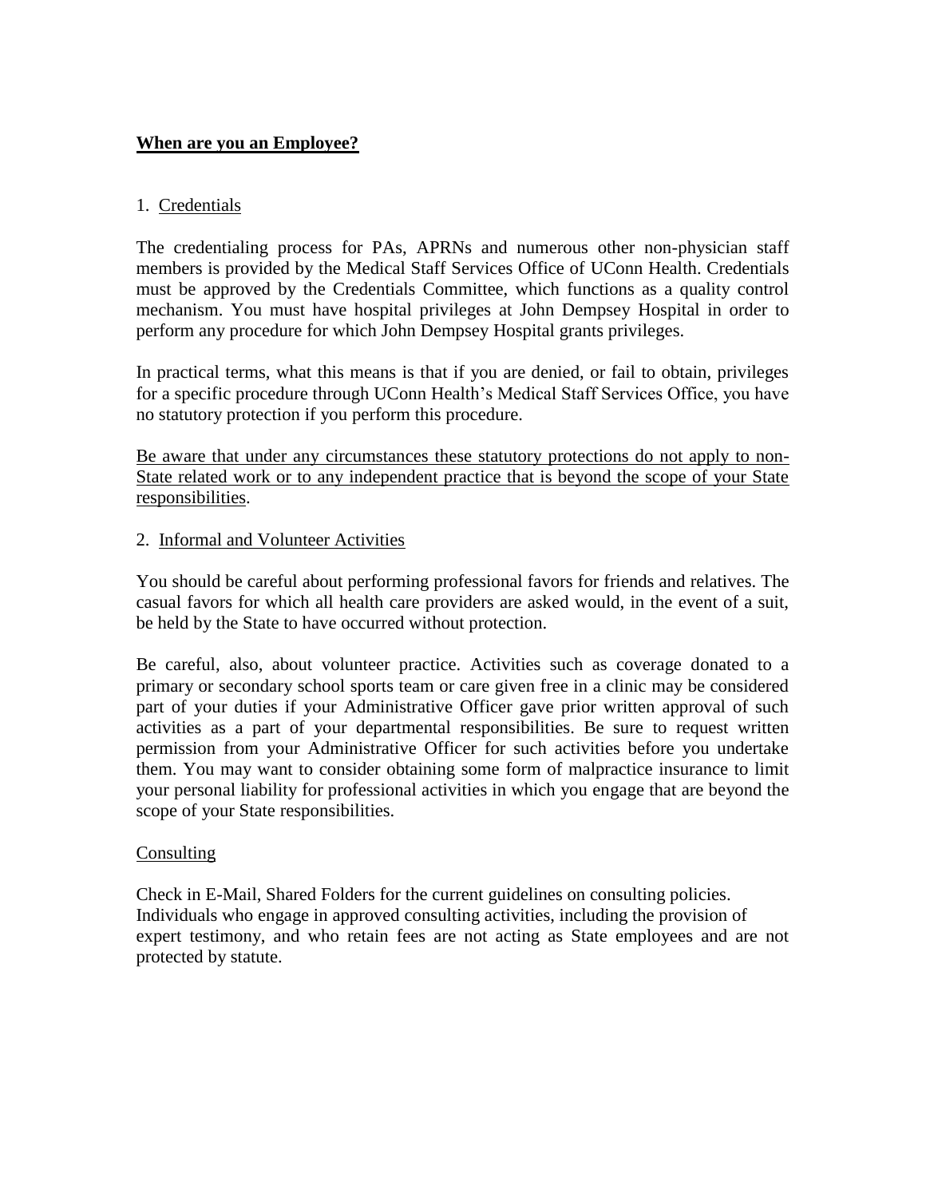## **<u>When are you an Employee?</u>**

1. <u>Credentials</u>

The credentialing process for PAs, APRNs and numerous other non-physician staff members is provided by the Medical Staff Services Office of UConn Health. Credentials must be approved by the Credentials Committee, which functions as a quality control mechanism. You must have hospital privileges at John Dempsey Hospital in order to perform any procedure for which John Dempsey Hospital grants privileges.

In practical terms, what this means is that if you are denied, or fail to obtain, privileges for a specific procedure through UConn Health's Medical Staff Services Office, you have no statutory protection if you perform this procedure.

<u>Be aware that under any circumstances these statutory protections do not apply to non-State related work or to any independent practice that is beyond the scope of your State responsibilities</u>.

2. <u>Informal and Volunteer Activities</u>

You should be careful about performing professional favors for friends and relatives. The casual favors for which all health care providers are asked would, in the event of a suit, be held by the State to have occurred without protection.

Be careful, also, about volunteer practice. Activities such as coverage donated to a primary or secondary school sports team or care given free in a clinic may be considered part of your duties if your Administrative Officer gave prior written approval of such activities as a part of your departmental responsibilities. Be sure to request written permission from your Administrative Officer for such activities before you undertake them. You may want to consider obtaining some form of malpractice insurance to limit your personal liability for professional activities in which you engage that are beyond the scope of your State responsibilities.

<u>Consulting</u>

Check in E-Mail, Shared Folders for the current guidelines on consulting policies. Individuals who engage in approved consulting activities, including the provision of expert testimony, and who retain fees are not acting as State employees and are not protected by statute.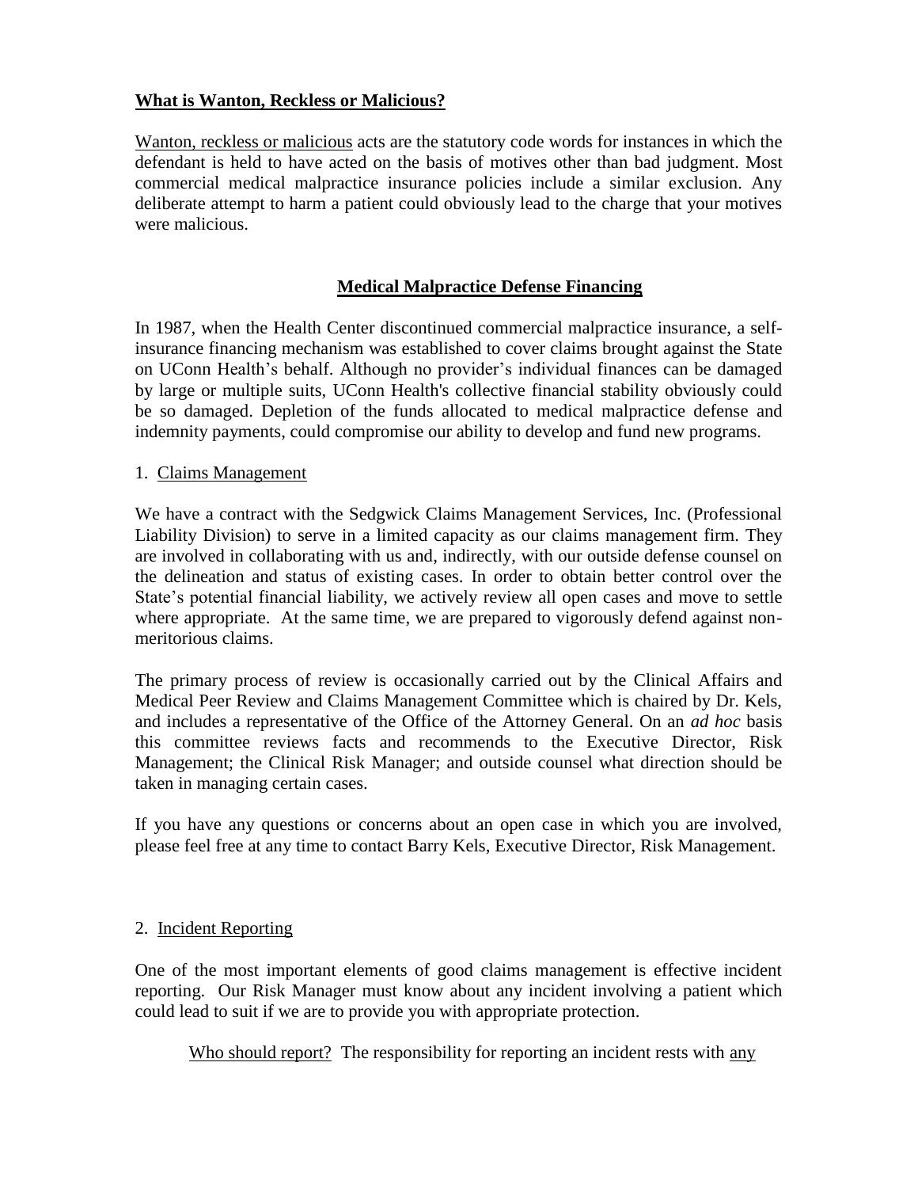**What is Wanton, Reckless or Malicious?**

Wanton, reckless or malicious acts are the statutory code words for instances in which the defendant is held to have acted on the basis of motives other than bad judgment. Most commercial medical malpractice insurance policies include a similar exclusion. Any deliberate attempt to harm a patient could obviously lead to the charge that your motives were malicious.

## Medical Malpractice Defense Financing

In 1987, when the Health Center discontinued commercial malpractice insurance, a self-insurance financing mechanism was established to cover claims brought against the State on UConn Health's behalf. Although no provider's individual finances can be damaged by large or multiple suits, UConn Health's collective financial stability obviously could be so damaged. Depletion of the funds allocated to medical malpractice defense and indemnity payments, could compromise our ability to develop and fund new programs.

1. Claims Management

We have a contract with the Sedgwick Claims Management Services, Inc. (Professional Liability Division) to serve in a limited capacity as our claims management firm. They are involved in collaborating with us and, indirectly, with our outside defense counsel on the delineation and status of existing cases. In order to obtain better control over the State's potential financial liability, we actively review all open cases and move to settle where appropriate. At the same time, we are prepared to vigorously defend against non-meritorious claims.

The primary process of review is occasionally carried out by the Clinical Affairs and Medical Peer Review and Claims Management Committee which is chaired by Dr. Kels, and includes a representative of the Office of the Attorney General. On an *ad hoc* basis this committee reviews facts and recommends to the Executive Director, Risk Management; the Clinical Risk Manager; and outside counsel what direction should be taken in managing certain cases.

If you have any questions or concerns about an open case in which you are involved, please feel free at any time to contact Barry Kels, Executive Director, Risk Management.

2. Incident Reporting

One of the most important elements of good claims management is effective incident reporting. Our Risk Manager must know about any incident involving a patient which could lead to suit if we are to provide you with appropriate protection.

Who should report? The responsibility for reporting an incident rests with any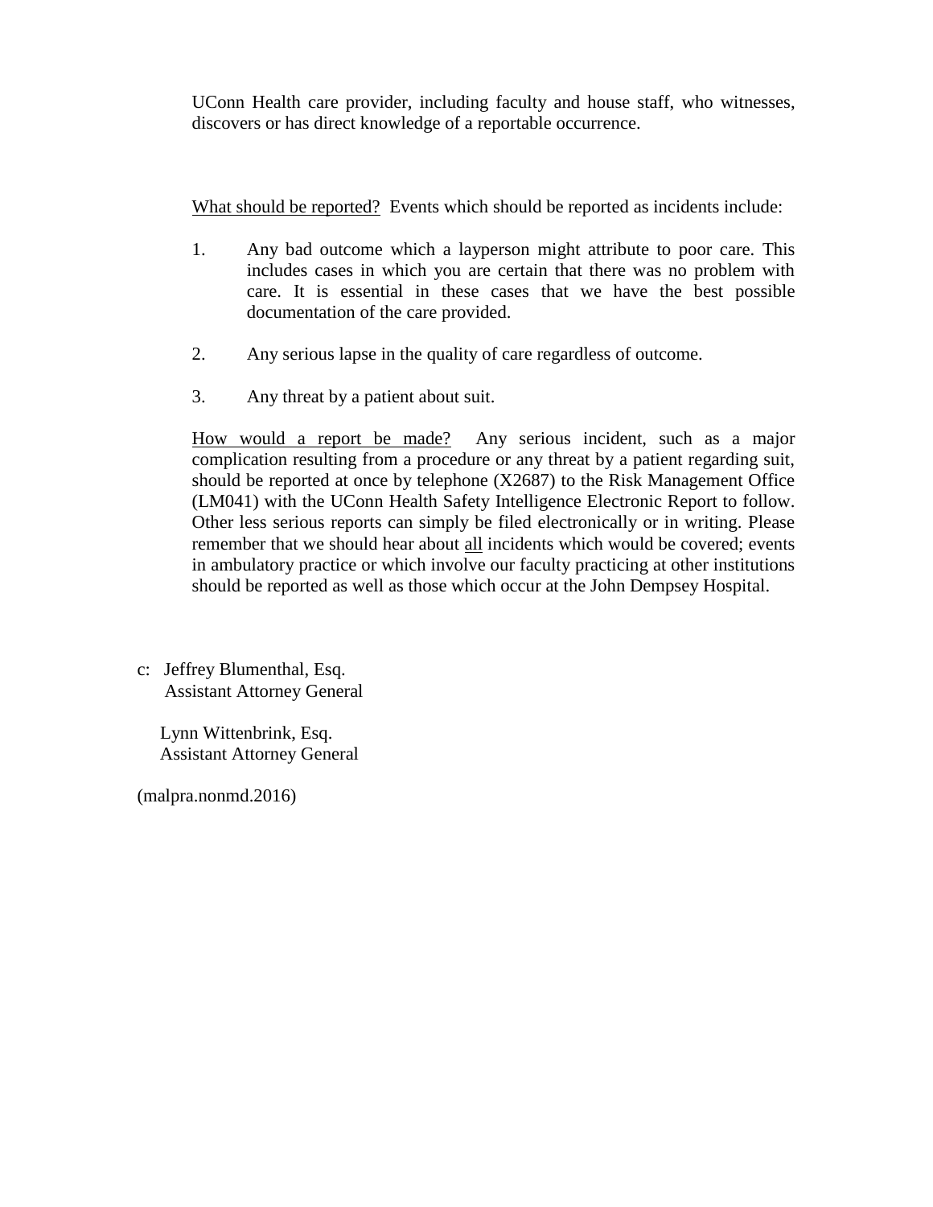UConn Health care provider, including faculty and house staff, who witnesses, discovers or has direct knowledge of a reportable occurrence.

<u>What should be reported?</u> Events which should be reported as incidents include:

1. Any bad outcome which a layperson might attribute to poor care. This includes cases in which you are certain that there was no problem with care. It is essential in these cases that we have the best possible documentation of the care provided.

2. Any serious lapse in the quality of care regardless of outcome.

3. Any threat by a patient about suit.

<u>How would a report be made?</u> Any serious incident, such as a major complication resulting from a procedure or any threat by a patient regarding suit, should be reported at once by telephone (X2687) to the Risk Management Office (LM041) with the UConn Health Safety Intelligence Electronic Report to follow. Other less serious reports can simply be filed electronically or in writing. Please remember that we should hear about <u>all</u> incidents which would be covered; events in ambulatory practice or which involve our faculty practicing at other institutions should be reported as well as those which occur at the John Dempsey Hospital.

c: Jeffrey Blumenthal, Esq.
Assistant Attorney General

Lynn Wittenbrink, Esq.
Assistant Attorney General

(malpra.nonmd.2016)